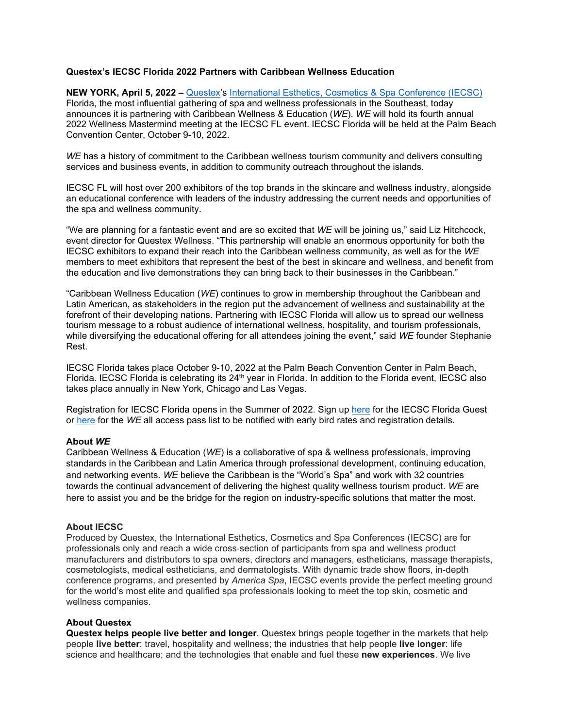**Questex's IECSC Florida 2022 Partners with Caribbean Wellness Education**

**NEW YORK, April 5, 2022 –** Questex's International Esthetics, Cosmetics & Spa Conference (IECSC) Florida, the most influential gathering of spa and wellness professionals in the Southeast, today announces it is partnering with Caribbean Wellness & Education (*WE*). *WE* will hold its fourth annual 2022 Wellness Mastermind meeting at the IECSC FL event. IECSC Florida will be held at the Palm Beach Convention Center, October 9-10, 2022.

*WE* has a history of commitment to the Caribbean wellness tourism community and delivers consulting services and business events, in addition to community outreach throughout the islands.

IECSC FL will host over 200 exhibitors of the top brands in the skincare and wellness industry, alongside an educational conference with leaders of the industry addressing the current needs and opportunities of the spa and wellness community.

"We are planning for a fantastic event and are so excited that *WE* will be joining us," said Liz Hitchcock, event director for Questex Wellness. "This partnership will enable an enormous opportunity for both the IECSC exhibitors to expand their reach into the Caribbean wellness community, as well as for the *WE* members to meet exhibitors that represent the best of the best in skincare and wellness, and benefit from the education and live demonstrations they can bring back to their businesses in the Caribbean."

"Caribbean Wellness Education (*WE*) continues to grow in membership throughout the Caribbean and Latin American, as stakeholders in the region put the advancement of wellness and sustainability at the forefront of their developing nations. Partnering with IECSC Florida will allow us to spread our wellness tourism message to a robust audience of international wellness, hospitality, and tourism professionals, while diversifying the educational offering for all attendees joining the event," said *WE* founder Stephanie Rest.

IECSC Florida takes place October 9-10, 2022 at the Palm Beach Convention Center in Palm Beach, Florida. IECSC Florida is celebrating its 24th year in Florida. In addition to the Florida event, IECSC also takes place annually in New York, Chicago and Las Vegas.

Registration for IECSC Florida opens in the Summer of 2022. Sign up here for the IECSC Florida Guest or here for the *WE* all access pass list to be notified with early bird rates and registration details.

**About *WE***

Caribbean Wellness & Education (*WE*) is a collaborative of spa & wellness professionals, improving standards in the Caribbean and Latin America through professional development, continuing education, and networking events. *WE* believe the Caribbean is the "World's Spa" and work with 32 countries towards the continual advancement of delivering the highest quality wellness tourism product. *WE* are here to assist you and be the bridge for the region on industry-specific solutions that matter the most.

**About IECSC**

Produced by Questex, the International Esthetics, Cosmetics and Spa Conferences (IECSC) are for professionals only and reach a wide cross-section of participants from spa and wellness product manufacturers and distributors to spa owners, directors and managers, estheticians, massage therapists, cosmetologists, medical estheticians, and dermatologists. With dynamic trade show floors, in-depth conference programs, and presented by *America Spa*, IECSC events provide the perfect meeting ground for the world's most elite and qualified spa professionals looking to meet the top skin, cosmetic and wellness companies.

**About Questex**

**Questex helps people live better and longer**. Questex brings people together in the markets that help people **live better**: travel, hospitality and wellness; the industries that help people **live longer**: life science and healthcare; and the technologies that enable and fuel these **new experiences**. We live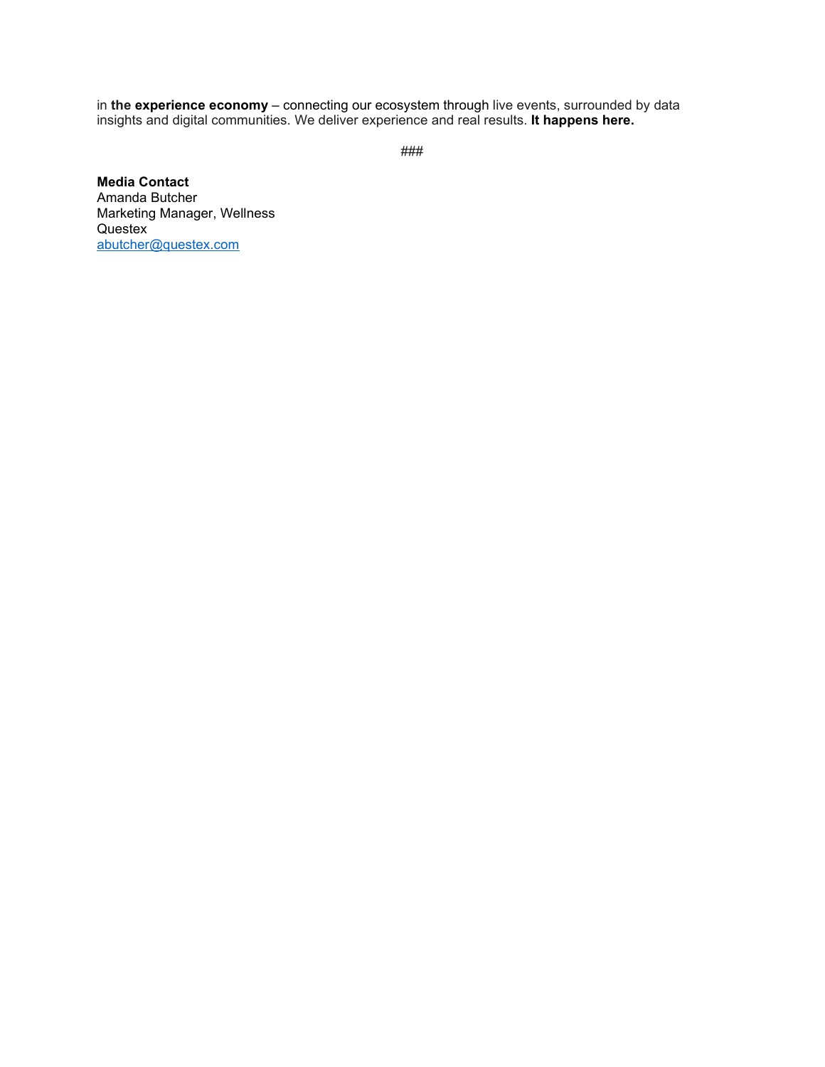in **the experience economy** – connecting our ecosystem through live events, surrounded by data insights and digital communities. We deliver experience and real results. **It happens here.**

###

**Media Contact**
Amanda Butcher
Marketing Manager, Wellness
Questex
abutcher@questex.com